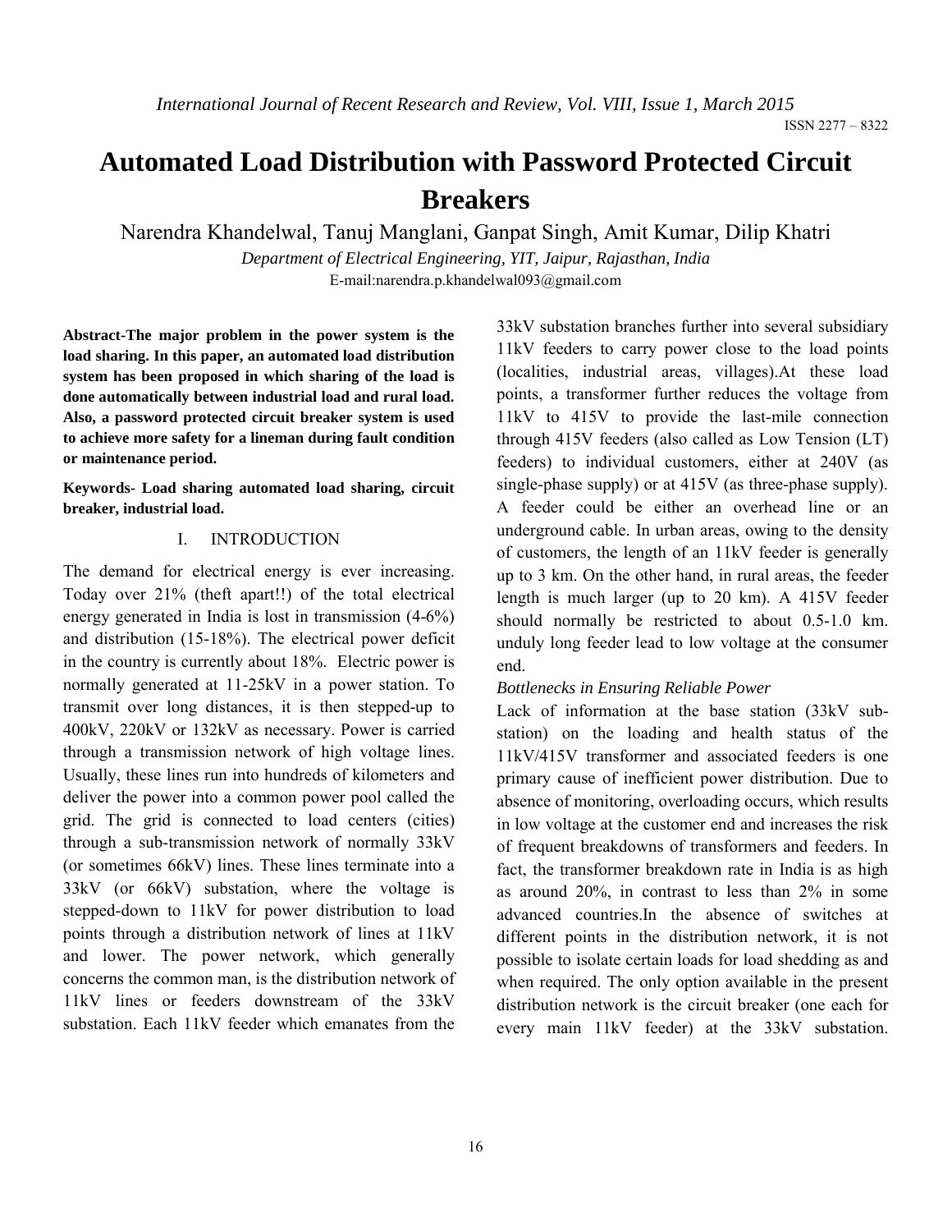# Automated Load Distribution with Password Protected Circuit Breakers

Narendra Khandelwal, Tanuj Manglani, Ganpat Singh, Amit Kumar, Dilip Khatri

*Department of Electrical Engineering, YIT, Jaipur, Rajasthan, India*

E-mail:narendra.p.khandelwal093@gmail.com

**Abstract-The major problem in the power system is the load sharing. In this paper, an automated load distribution system has been proposed in which sharing of the load is done automatically between industrial load and rural load. Also, a password protected circuit breaker system is used to achieve more safety for a lineman during fault condition or maintenance period.**

**Keywords- Load sharing automated load sharing, circuit breaker, industrial load.**

## I. INTRODUCTION

The demand for electrical energy is ever increasing. Today over 21% (theft apart!!) of the total electrical energy generated in India is lost in transmission (4-6%) and distribution (15-18%). The electrical power deficit in the country is currently about 18%. Electric power is normally generated at 11-25kV in a power station. To transmit over long distances, it is then stepped-up to 400kV, 220kV or 132kV as necessary. Power is carried through a transmission network of high voltage lines. Usually, these lines run into hundreds of kilometers and deliver the power into a common power pool called the grid. The grid is connected to load centers (cities) through a sub-transmission network of normally 33kV (or sometimes 66kV) lines. These lines terminate into a 33kV (or 66kV) substation, where the voltage is stepped-down to 11kV for power distribution to load points through a distribution network of lines at 11kV and lower. The power network, which generally concerns the common man, is the distribution network of 11kV lines or feeders downstream of the 33kV substation. Each 11kV feeder which emanates from the 33kV substation branches further into several subsidiary 11kV feeders to carry power close to the load points (localities, industrial areas, villages).At these load points, a transformer further reduces the voltage from 11kV to 415V to provide the last-mile connection through 415V feeders (also called as Low Tension (LT) feeders) to individual customers, either at 240V (as single-phase supply) or at 415V (as three-phase supply). A feeder could be either an overhead line or an underground cable. In urban areas, owing to the density of customers, the length of an 11kV feeder is generally up to 3 km. On the other hand, in rural areas, the feeder length is much larger (up to 20 km). A 415V feeder should normally be restricted to about 0.5-1.0 km. unduly long feeder lead to low voltage at the consumer end.

*Bottlenecks in Ensuring Reliable Power*

Lack of information at the base station (33kV sub-station) on the loading and health status of the 11kV/415V transformer and associated feeders is one primary cause of inefficient power distribution. Due to absence of monitoring, overloading occurs, which results in low voltage at the customer end and increases the risk of frequent breakdowns of transformers and feeders. In fact, the transformer breakdown rate in India is as high as around 20%, in contrast to less than 2% in some advanced countries.In the absence of switches at different points in the distribution network, it is not possible to isolate certain loads for load shedding as and when required. The only option available in the present distribution network is the circuit breaker (one each for every main 11kV feeder) at the 33kV substation.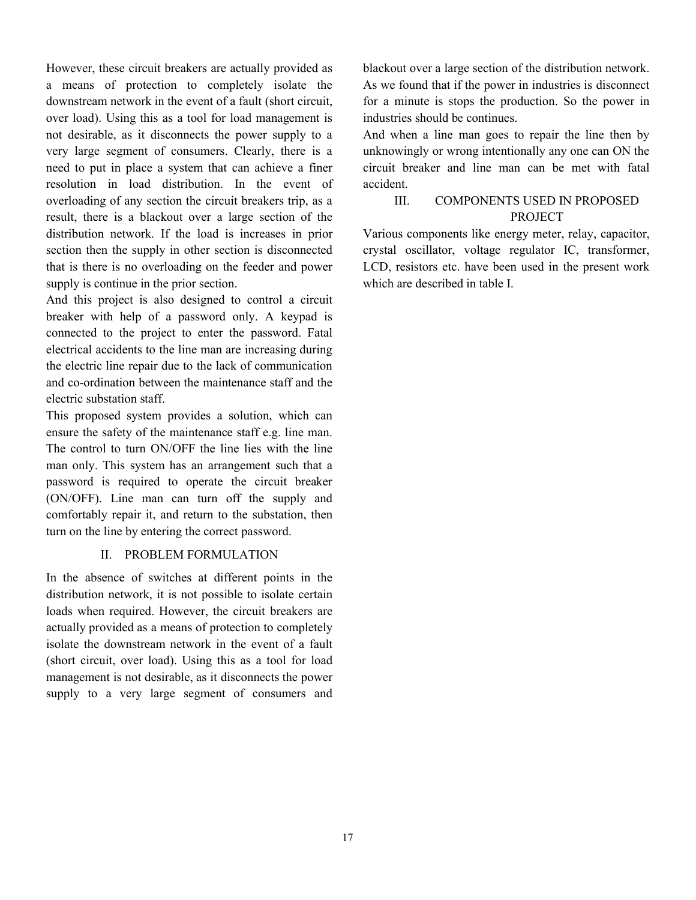However, these circuit breakers are actually provided as a means of protection to completely isolate the downstream network in the event of a fault (short circuit, over load). Using this as a tool for load management is not desirable, as it disconnects the power supply to a very large segment of consumers. Clearly, there is a need to put in place a system that can achieve a finer resolution in load distribution. In the event of overloading of any section the circuit breakers trip, as a result, there is a blackout over a large section of the distribution network. If the load is increases in prior section then the supply in other section is disconnected that is there is no overloading on the feeder and power supply is continue in the prior section.

And this project is also designed to control a circuit breaker with help of a password only. A keypad is connected to the project to enter the password. Fatal electrical accidents to the line man are increasing during the electric line repair due to the lack of communication and co-ordination between the maintenance staff and the electric substation staff.

This proposed system provides a solution, which can ensure the safety of the maintenance staff e.g. line man. The control to turn ON/OFF the line lies with the line man only. This system has an arrangement such that a password is required to operate the circuit breaker (ON/OFF). Line man can turn off the supply and comfortably repair it, and return to the substation, then turn on the line by entering the correct password.

## II. PROBLEM FORMULATION

In the absence of switches at different points in the distribution network, it is not possible to isolate certain loads when required. However, the circuit breakers are actually provided as a means of protection to completely isolate the downstream network in the event of a fault (short circuit, over load). Using this as a tool for load management is not desirable, as it disconnects the power supply to a very large segment of consumers and blackout over a large section of the distribution network. As we found that if the power in industries is disconnect for a minute is stops the production. So the power in industries should be continues.

And when a line man goes to repair the line then by unknowingly or wrong intentionally any one can ON the circuit breaker and line man can be met with fatal accident.

## III. COMPONENTS USED IN PROPOSED PROJECT

Various components like energy meter, relay, capacitor, crystal oscillator, voltage regulator IC, transformer, LCD, resistors etc. have been used in the present work which are described in table I.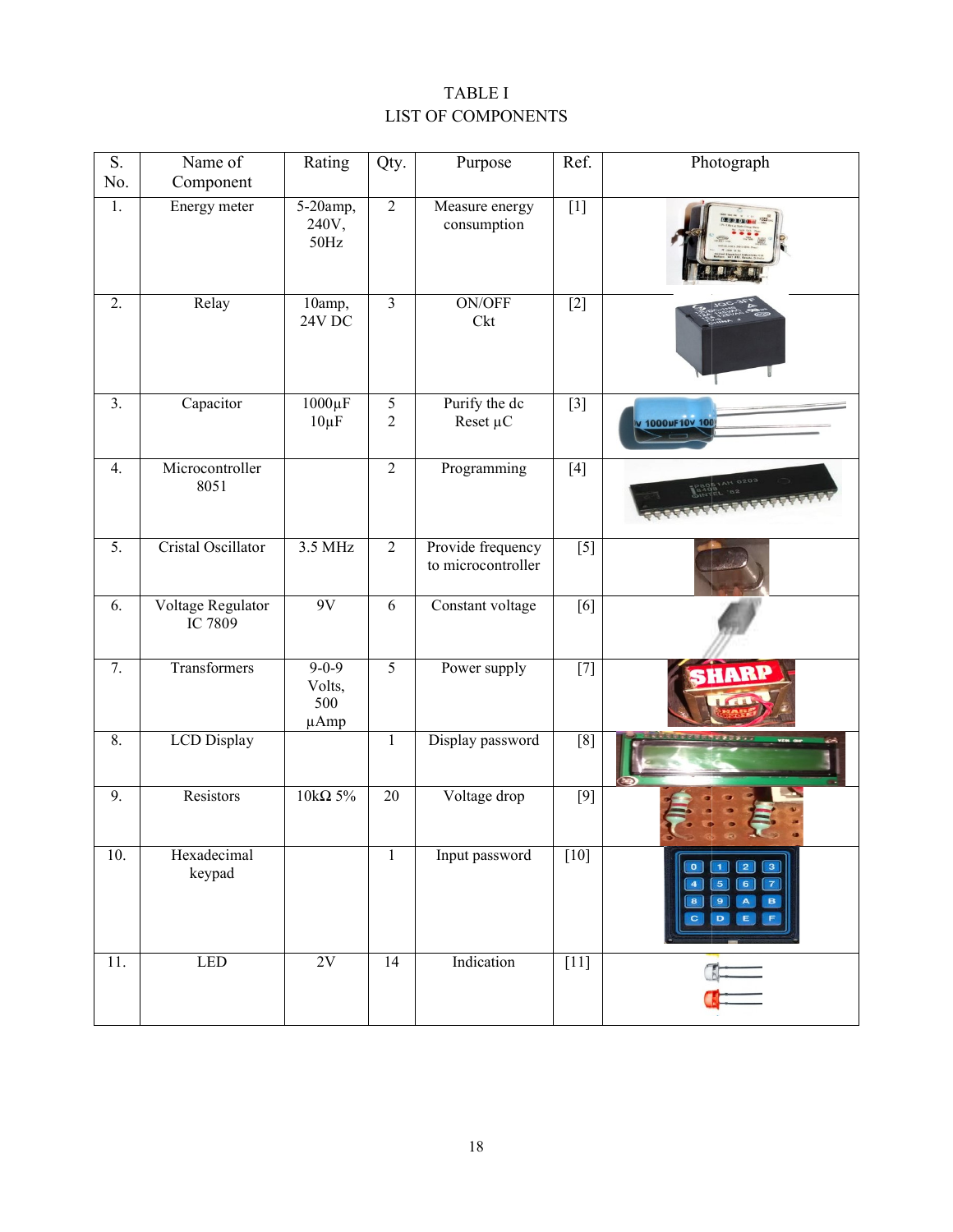TABLE I
LIST OF COMPONENTS

| S. No. | Name of Component | Rating | Qty. | Purpose | Ref. | Photograph |
|---|---|---|---|---|---|---|
| 1. | Energy meter | 5-20amp, 240V, 50Hz | 2 | Measure energy consumption | [1] | |
| 2. | Relay | 10amp, 24V DC | 3 | ON/OFF Ckt | [2] | |
| 3. | Capacitor | 1000µF<br>10µF | 5<br>2 | Purify the dc<br>Reset µC | [3] | |
| 4. | Microcontroller 8051 | | 2 | Programming | [4] | |
| 5. | Cristal Oscillator | 3.5 MHz | 2 | Provide frequency to microcontroller | [5] | |
| 6. | Voltage Regulator IC 7809 | 9V | 6 | Constant voltage | [6] | |
| 7. | Transformers | 9-0-9 Volts, 500 µAmp | 5 | Power supply | [7] | |
| 8. | LCD Display | | 1 | Display password | [8] | |
| 9. | Resistors | 10kΩ 5% | 20 | Voltage drop | [9] | |
| 10. | Hexadecimal keypad | | 1 | Input password | [10] | |
| 11. | LED | 2V | 14 | Indication | [11] | |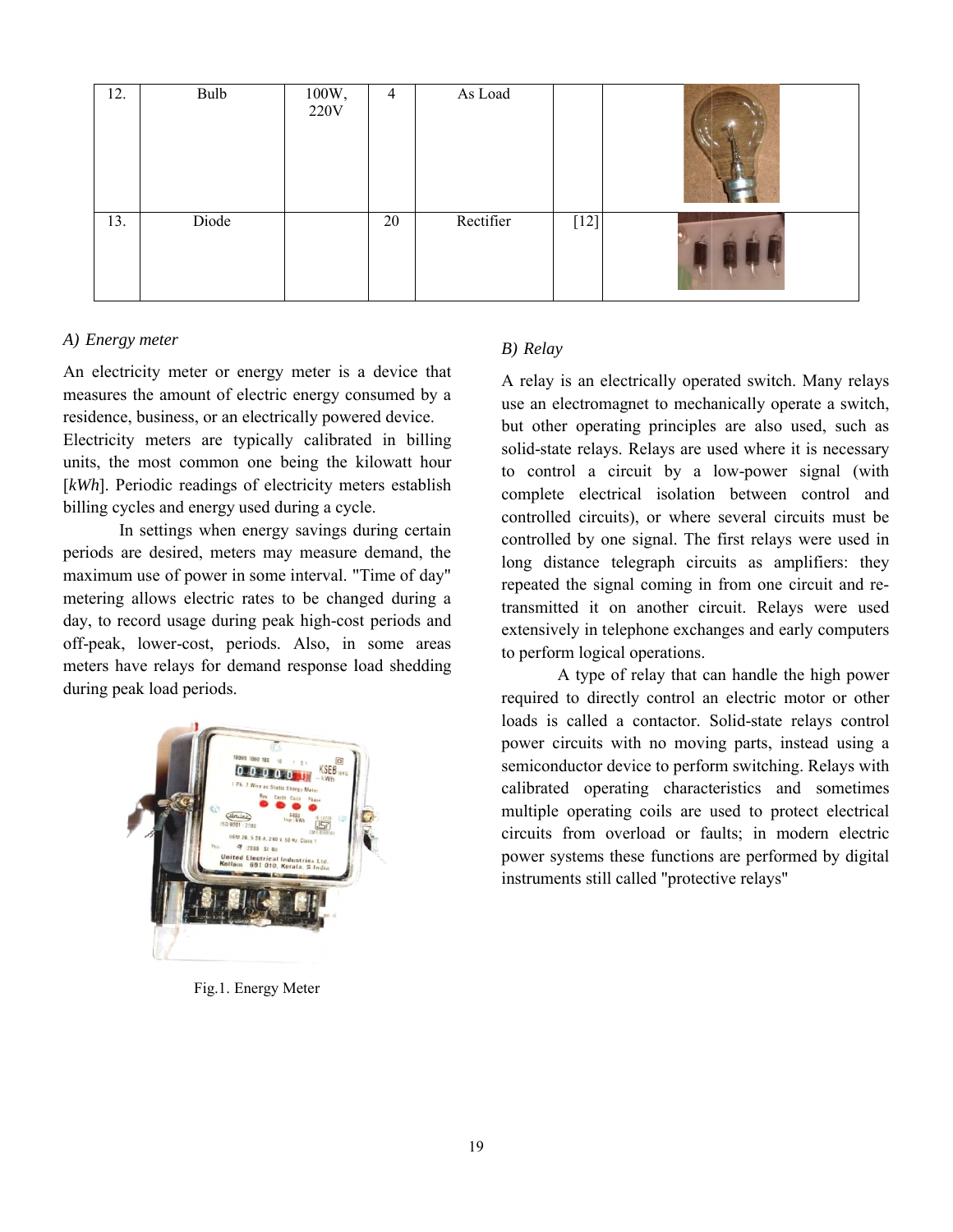| | | | | | | |
|---|---|---|---|---|---|---|
| 12. | Bulb | 100W, 220V | 4 | As Load | | |
| 13. | Diode | | 20 | Rectifier | [12] | |

*A) Energy meter*

An electricity meter or energy meter is a device that measures the amount of electric energy consumed by a residence, business, or an electrically powered device.
Electricity meters are typically calibrated in billing units, the most common one being the kilowatt hour [*kWh*]. Periodic readings of electricity meters establish billing cycles and energy used during a cycle.

In settings when energy savings during certain periods are desired, meters may measure demand, the maximum use of power in some interval. "Time of day" metering allows electric rates to be changed during a day, to record usage during peak high-cost periods and off-peak, lower-cost, periods. Also, in some areas meters have relays for demand response load shedding during peak load periods.

Fig.1. Energy Meter

*B) Relay*

A relay is an electrically operated switch. Many relays use an electromagnet to mechanically operate a switch, but other operating principles are also used, such as solid-state relays. Relays are used where it is necessary to control a circuit by a low-power signal (with complete electrical isolation between control and controlled circuits), or where several circuits must be controlled by one signal. The first relays were used in long distance telegraph circuits as amplifiers: they repeated the signal coming in from one circuit and re-transmitted it on another circuit. Relays were used extensively in telephone exchanges and early computers to perform logical operations.

A type of relay that can handle the high power required to directly control an electric motor or other loads is called a contactor. Solid-state relays control power circuits with no moving parts, instead using a semiconductor device to perform switching. Relays with calibrated operating characteristics and sometimes multiple operating coils are used to protect electrical circuits from overload or faults; in modern electric power systems these functions are performed by digital instruments still called "protective relays"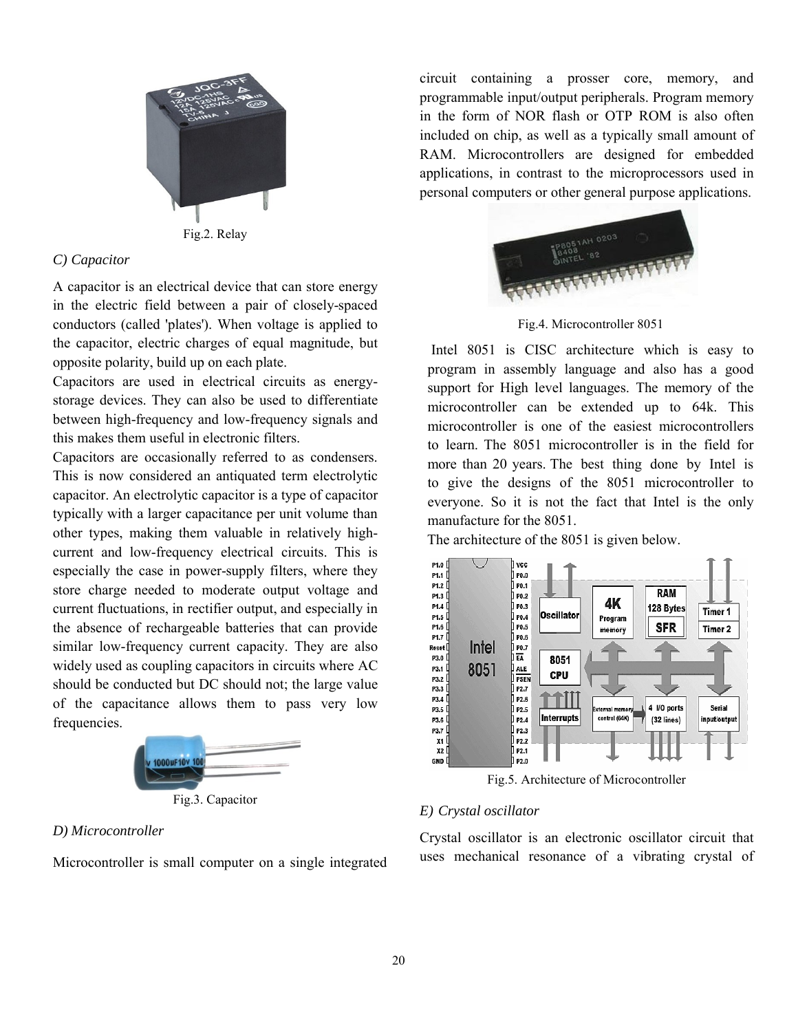Fig.2. Relay

*C) Capacitor*

A capacitor is an electrical device that can store energy in the electric field between a pair of closely-spaced conductors (called 'plates'). When voltage is applied to the capacitor, electric charges of equal magnitude, but opposite polarity, build up on each plate.

Capacitors are used in electrical circuits as energy-storage devices. They can also be used to differentiate between high-frequency and low-frequency signals and this makes them useful in electronic filters.

Capacitors are occasionally referred to as condensers. This is now considered an antiquated term electrolytic capacitor. An electrolytic capacitor is a type of capacitor typically with a larger capacitance per unit volume than other types, making them valuable in relatively high-current and low-frequency electrical circuits. This is especially the case in power-supply filters, where they store charge needed to moderate output voltage and current fluctuations, in rectifier output, and especially in the absence of rechargeable batteries that can provide similar low-frequency current capacity. They are also widely used as coupling capacitors in circuits where AC should be conducted but DC should not; the large value of the capacitance allows them to pass very low frequencies.

Fig.3. Capacitor

*D) Microcontroller*

Microcontroller is small computer on a single integrated circuit containing a prosser core, memory, and programmable input/output peripherals. Program memory in the form of NOR flash or OTP ROM is also often included on chip, as well as a typically small amount of RAM. Microcontrollers are designed for embedded applications, in contrast to the microprocessors used in personal computers or other general purpose applications.

Fig.4. Microcontroller 8051

Intel 8051 is CISC architecture which is easy to program in assembly language and also has a good support for High level languages. The memory of the microcontroller can be extended up to 64k. This microcontroller is one of the easiest microcontrollers to learn. The 8051 microcontroller is in the field for more than 20 years. The best thing done by Intel is to give the designs of the 8051 microcontroller to everyone. So it is not the fact that Intel is the only manufacture for the 8051.

The architecture of the 8051 is given below.

Fig.5. Architecture of Microcontroller

*E) Crystal oscillator*

Crystal oscillator is an electronic oscillator circuit that uses mechanical resonance of a vibrating crystal of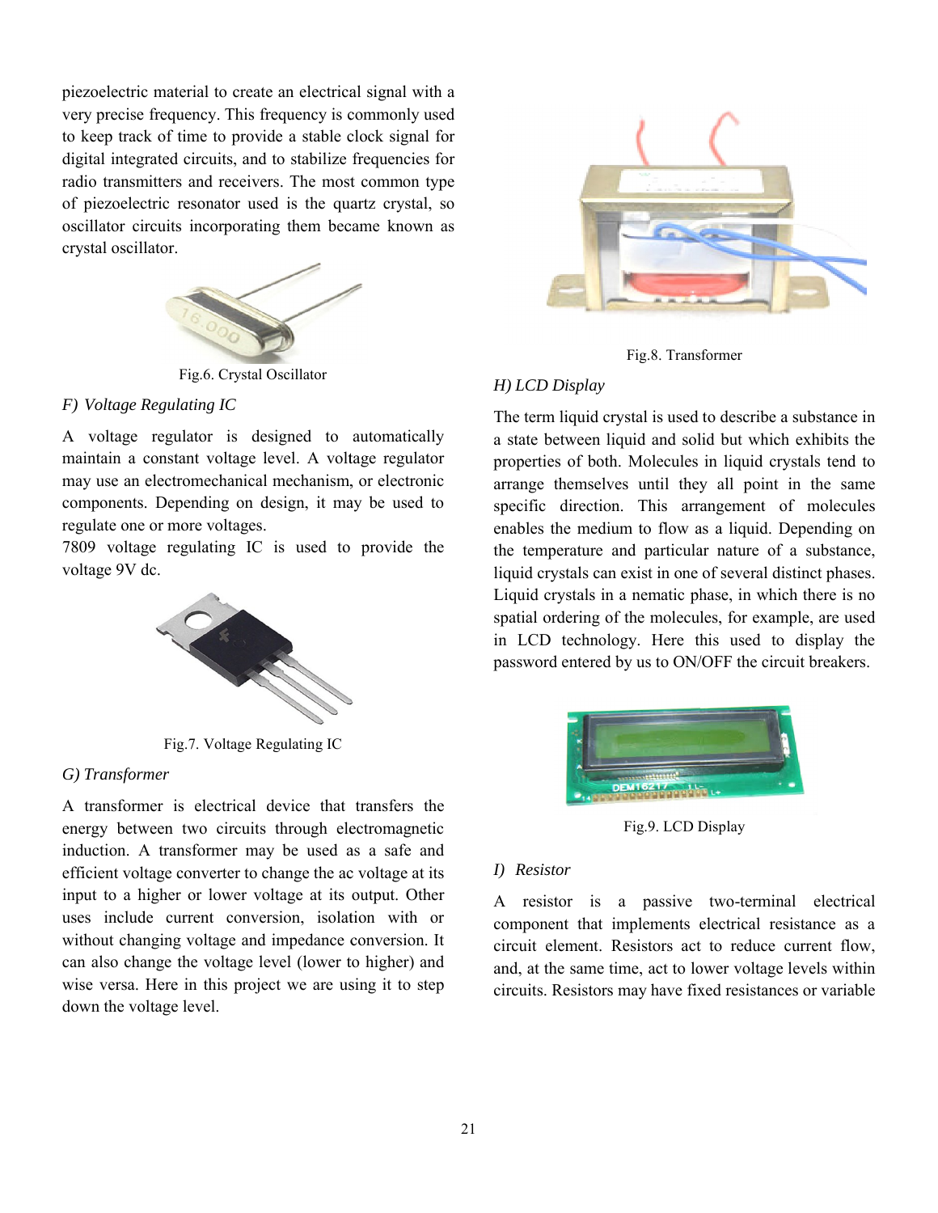piezoelectric material to create an electrical signal with a very precise frequency. This frequency is commonly used to keep track of time to provide a stable clock signal for digital integrated circuits, and to stabilize frequencies for radio transmitters and receivers. The most common type of piezoelectric resonator used is the quartz crystal, so oscillator circuits incorporating them became known as crystal oscillator.

Fig.6. Crystal Oscillator

### *F) Voltage Regulating IC*

A voltage regulator is designed to automatically maintain a constant voltage level. A voltage regulator may use an electromechanical mechanism, or electronic components. Depending on design, it may be used to regulate one or more voltages.
7809 voltage regulating IC is used to provide the voltage 9V dc.

Fig.7. Voltage Regulating IC

### *G) Transformer*

A transformer is electrical device that transfers the energy between two circuits through electromagnetic induction. A transformer may be used as a safe and efficient voltage converter to change the ac voltage at its input to a higher or lower voltage at its output. Other uses include current conversion, isolation with or without changing voltage and impedance conversion. It can also change the voltage level (lower to higher) and wise versa. Here in this project we are using it to step down the voltage level.

Fig.8. Transformer

### *H) LCD Display*

The term liquid crystal is used to describe a substance in a state between liquid and solid but which exhibits the properties of both. Molecules in liquid crystals tend to arrange themselves until they all point in the same specific direction. This arrangement of molecules enables the medium to flow as a liquid. Depending on the temperature and particular nature of a substance, liquid crystals can exist in one of several distinct phases. Liquid crystals in a nematic phase, in which there is no spatial ordering of the molecules, for example, are used in LCD technology. Here this used to display the password entered by us to ON/OFF the circuit breakers.

Fig.9. LCD Display

### *I) Resistor*

A resistor is a passive two-terminal electrical component that implements electrical resistance as a circuit element. Resistors act to reduce current flow, and, at the same time, act to lower voltage levels within circuits. Resistors may have fixed resistances or variable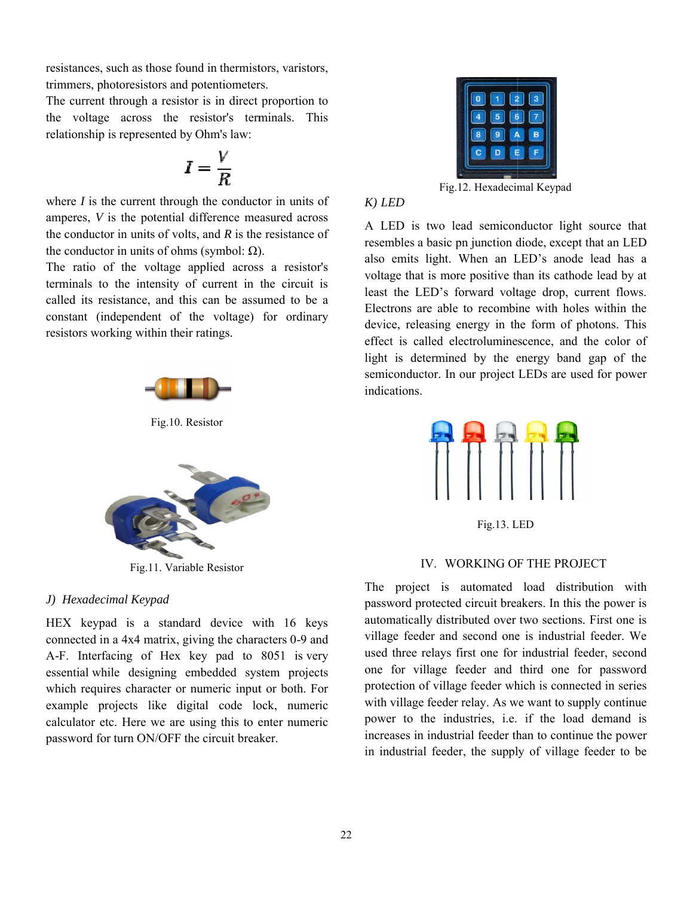resistances, such as those found in thermistors, varistors, trimmers, photoresistors and potentiometers.

The current through a resistor is in direct proportion to the voltage across the resistor's terminals. This relationship is represented by Ohm's law:

$$I = \frac{V}{R}$$

where $I$ is the current through the conductor in units of amperes, $V$ is the potential difference measured across the conductor in units of volts, and $R$ is the resistance of the conductor in units of ohms (symbol: Ω).

The ratio of the voltage applied across a resistor's terminals to the intensity of current in the circuit is called its resistance, and this can be assumed to be a constant (independent of the voltage) for ordinary resistors working within their ratings.

Fig.10. Resistor

Fig.11. Variable Resistor

### *J) Hexadecimal Keypad*

HEX keypad is a standard device with 16 keys connected in a 4x4 matrix, giving the characters 0-9 and A-F. Interfacing of Hex key pad to 8051 is very essential while designing embedded system projects which requires character or numeric input or both. For example projects like digital code lock, numeric calculator etc. Here we are using this to enter numeric password for turn ON/OFF the circuit breaker.

Fig.12. Hexadecimal Keypad

### *K) LED*

A LED is two lead semiconductor light source that resembles a basic pn junction diode, except that an LED also emits light. When an LED's anode lead has a voltage that is more positive than its cathode lead by at least the LED's forward voltage drop, current flows. Electrons are able to recombine with holes within the device, releasing energy in the form of photons. This effect is called electroluminescence, and the color of light is determined by the energy band gap of the semiconductor. In our project LEDs are used for power indications.

Fig.13. LED

## IV. WORKING OF THE PROJECT

The project is automated load distribution with password protected circuit breakers. In this the power is automatically distributed over two sections. First one is village feeder and second one is industrial feeder. We used three relays first one for industrial feeder, second one for village feeder and third one for password protection of village feeder which is connected in series with village feeder relay. As we want to supply continue power to the industries, i.e. if the load demand is increases in industrial feeder than to continue the power in industrial feeder, the supply of village feeder to be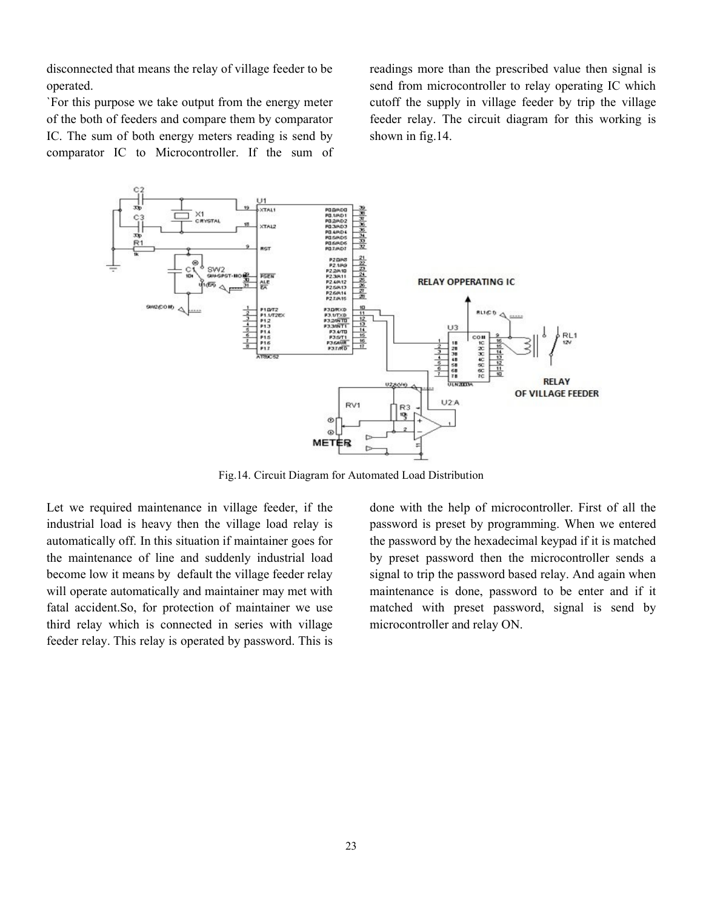disconnected that means the relay of village feeder to be operated.

`For this purpose we take output from the energy meter of the both of feeders and compare them by comparator IC. The sum of both energy meters reading is send by comparator IC to Microcontroller. If the sum of readings more than the prescribed value then signal is send from microcontroller to relay operating IC which cutoff the supply in village feeder by trip the village feeder relay. The circuit diagram for this working is shown in fig.14.

Fig.14. Circuit Diagram for Automated Load Distribution

Let we required maintenance in village feeder, if the industrial load is heavy then the village load relay is automatically off. In this situation if maintainer goes for the maintenance of line and suddenly industrial load become low it means by default the village feeder relay will operate automatically and maintainer may met with fatal accident.So, for protection of maintainer we use third relay which is connected in series with village feeder relay. This relay is operated by password. This is done with the help of microcontroller. First of all the password is preset by programming. When we entered the password by the hexadecimal keypad if it is matched by preset password then the microcontroller sends a signal to trip the password based relay. And again when maintenance is done, password to be enter and if it matched with preset password, signal is send by microcontroller and relay ON.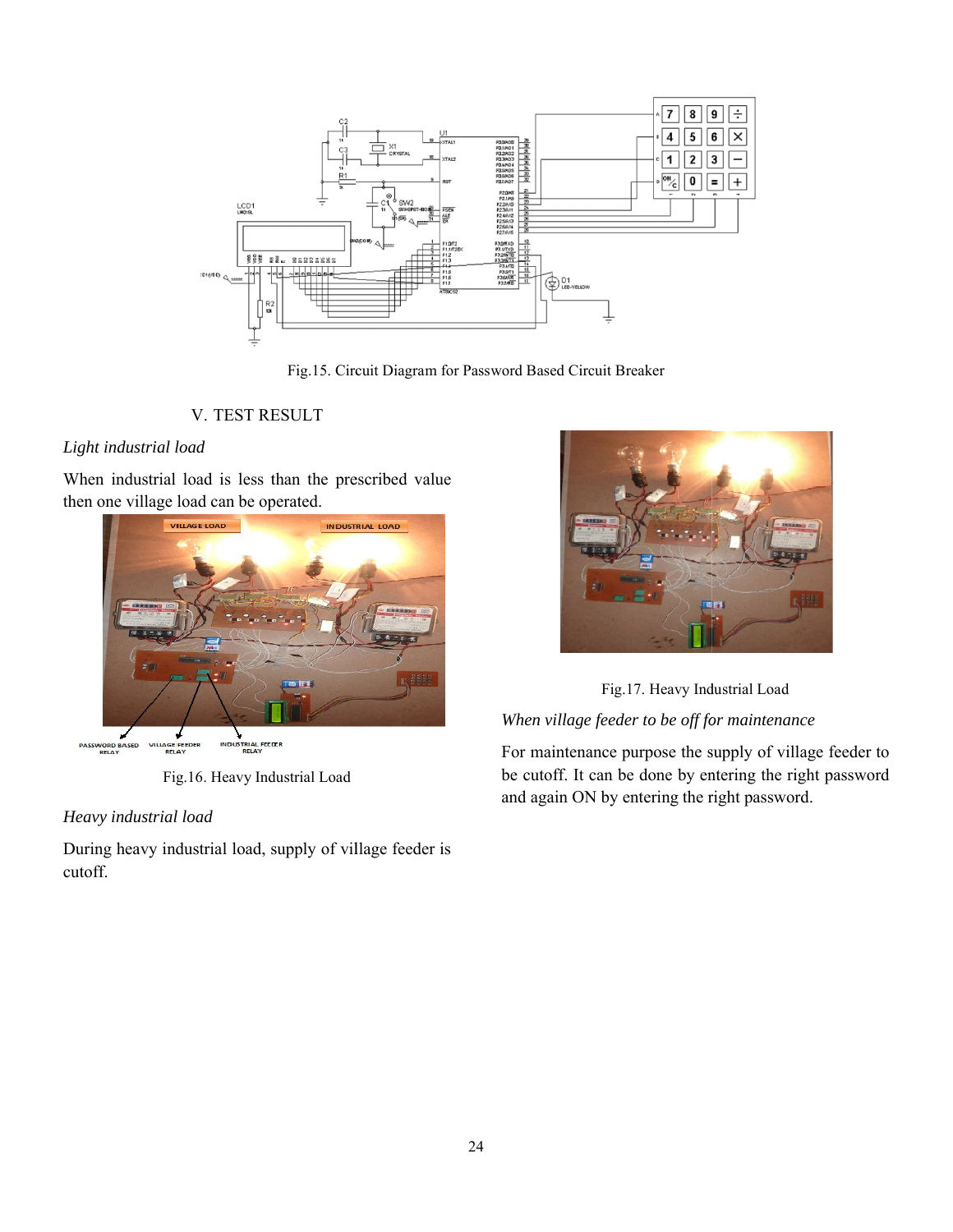Fig.15. Circuit Diagram for Password Based Circuit Breaker

## V. TEST RESULT

*Light industrial load*

When industrial load is less than the prescribed value then one village load can be operated.

Fig.16. Heavy Industrial Load

*Heavy industrial load*

During heavy industrial load, supply of village feeder is cutoff.

Fig.17. Heavy Industrial Load

*When village feeder to be off for maintenance*

For maintenance purpose the supply of village feeder to be cutoff. It can be done by entering the right password and again ON by entering the right password.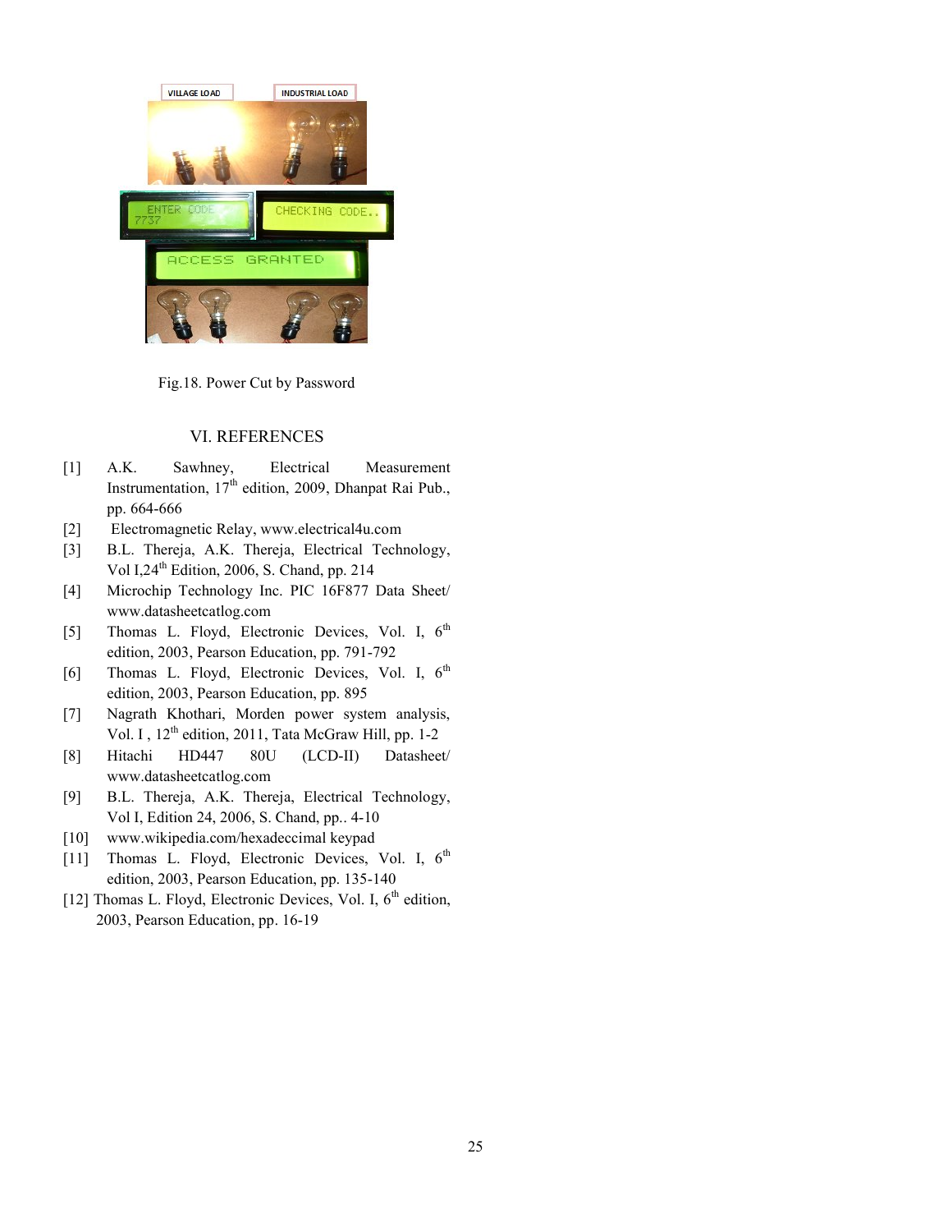Fig.18. Power Cut by Password

## VI. REFERENCES

[1] A.K. Sawhney, Electrical Measurement Instrumentation, 17th edition, 2009, Dhanpat Rai Pub., pp. 664-666

[2] Electromagnetic Relay, www.electrical4u.com

[3] B.L. Thereja, A.K. Thereja, Electrical Technology, Vol I,24th Edition, 2006, S. Chand, pp. 214

[4] Microchip Technology Inc. PIC 16F877 Data Sheet/ www.datasheetcatlog.com

[5] Thomas L. Floyd, Electronic Devices, Vol. I, 6th edition, 2003, Pearson Education, pp. 791-792

[6] Thomas L. Floyd, Electronic Devices, Vol. I, 6th edition, 2003, Pearson Education, pp. 895

[7] Nagrath Khothari, Morden power system analysis, Vol. I , 12th edition, 2011, Tata McGraw Hill, pp. 1-2

[8] Hitachi HD447 80U (LCD-II) Datasheet/ www.datasheetcatlog.com

[9] B.L. Thereja, A.K. Thereja, Electrical Technology, Vol I, Edition 24, 2006, S. Chand, pp.. 4-10

[10] www.wikipedia.com/hexadeccimal keypad

[11] Thomas L. Floyd, Electronic Devices, Vol. I, 6th edition, 2003, Pearson Education, pp. 135-140

[12] Thomas L. Floyd, Electronic Devices, Vol. I, 6th edition, 2003, Pearson Education, pp. 16-19